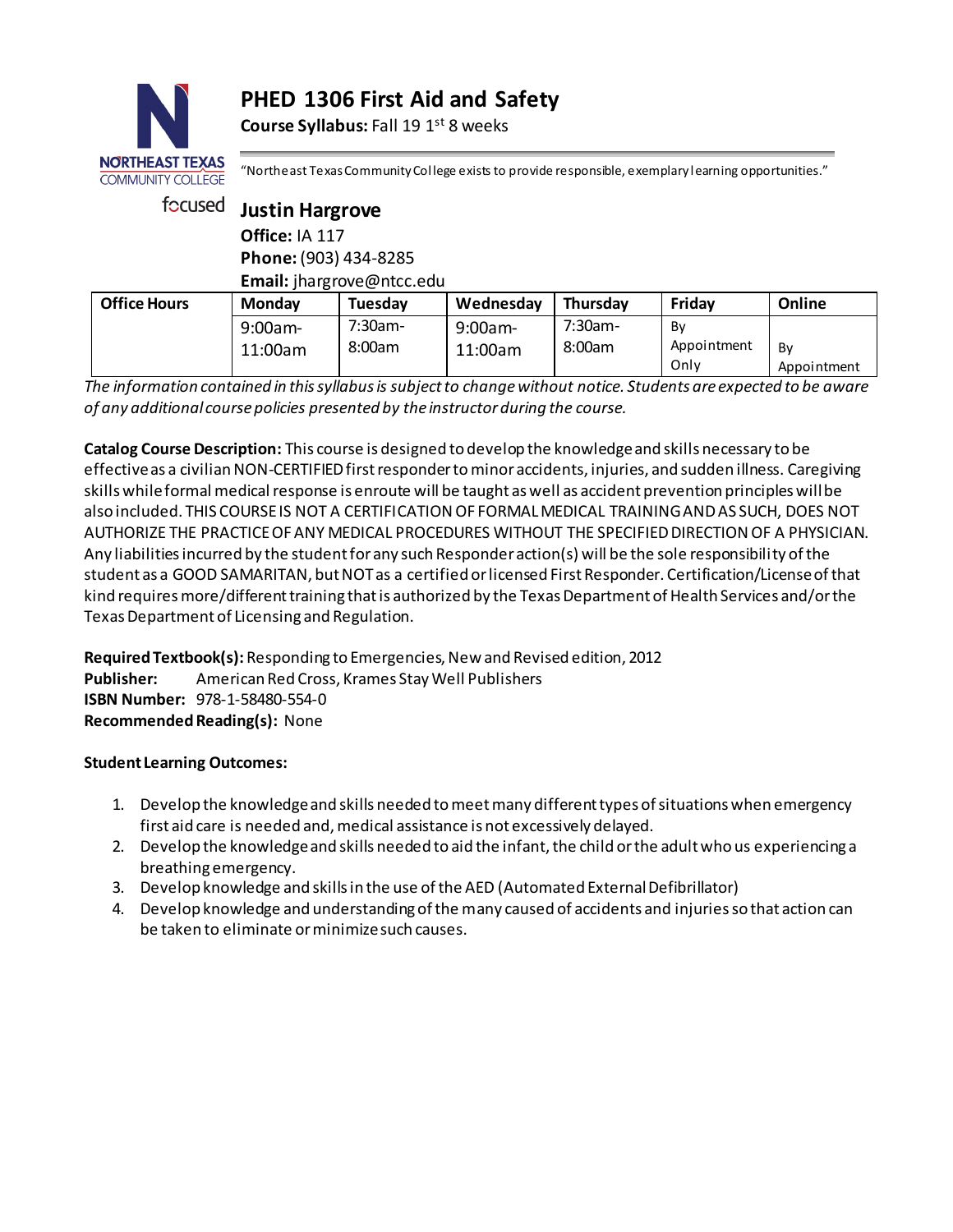# PHED 1306 First Aid and Safety

**Course Syllabus:** Fall 19 1st 8 weeks

"Northeast Texas Community College exists to provide responsible, exemplary learning opportunities."

## Justin Hargrove

**Office:** IA 117
**Phone:** (903) 434-8285
**Email:** jhargrove@ntcc.edu

| Office Hours | Monday | Tuesday | Wednesday | Thursday | Friday | Online |
|---|---|---|---|---|---|---|
| | 9:00am-11:00am | 7:30am-8:00am | 9:00am-11:00am | 7:30am-8:00am | By Appointment Only | By Appointment |

*The information contained in this syllabus is subject to change without notice. Students are expected to be aware of any additional course policies presented by the instructor during the course.*

**Catalog Course Description:** This course is designed to develop the knowledge and skills necessary to be effective as a civilian NON-CERTIFIED first responder to minor accidents, injuries, and sudden illness. Caregiving skills while formal medical response is enroute will be taught as well as accident prevention principles will be also included. THIS COURSE IS NOT A CERTIFICATION OF FORMAL MEDICAL TRAINING AND AS SUCH, DOES NOT AUTHORIZE THE PRACTICE OF ANY MEDICAL PROCEDURES WITHOUT THE SPECIFIED DIRECTION OF A PHYSICIAN. Any liabilities incurred by the student for any such Responder action(s) will be the sole responsibility of the student as a GOOD SAMARITAN, but NOT as a certified or licensed First Responder. Certification/License of that kind requires more/different training that is authorized by the Texas Department of Health Services and/or the Texas Department of Licensing and Regulation.

**Required Textbook(s):** Responding to Emergencies, New and Revised edition, 2012
**Publisher:** American Red Cross, Krames Stay Well Publishers
**ISBN Number:** 978-1-58480-554-0
**Recommended Reading(s):** None

**Student Learning Outcomes:**

1. Develop the knowledge and skills needed to meet many different types of situations when emergency first aid care is needed and, medical assistance is not excessively delayed.
2. Develop the knowledge and skills needed to aid the infant, the child or the adult who us experiencing a breathing emergency.
3. Develop knowledge and skills in the use of the AED (Automated External Defibrillator)
4. Develop knowledge and understanding of the many caused of accidents and injuries so that action can be taken to eliminate or minimize such causes.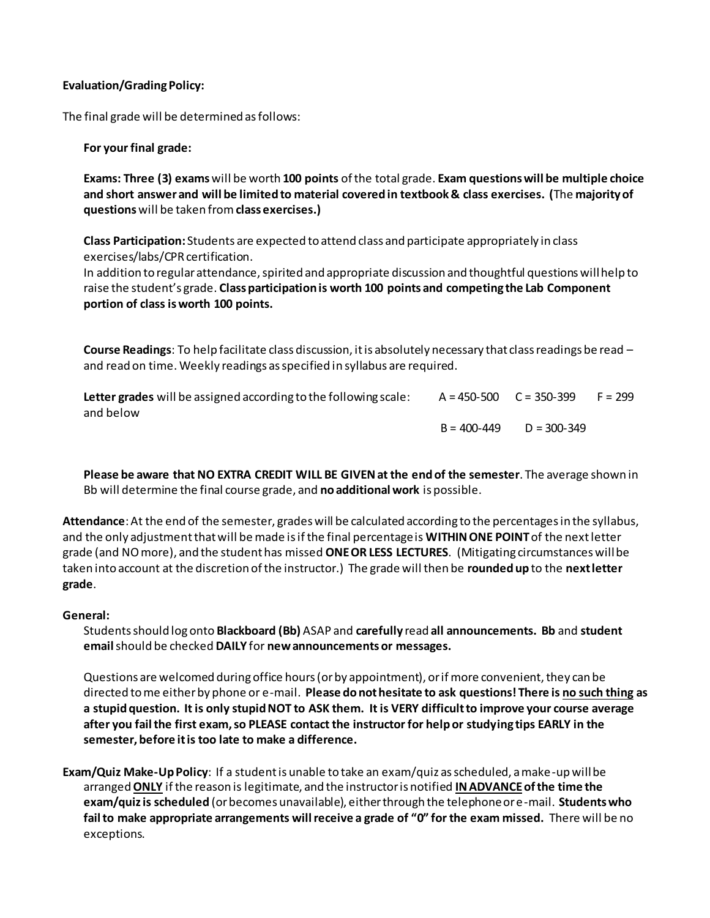**Evaluation/Grading Policy:**

The final grade will be determined as follows:

**For your final grade:**

**Exams: Three (3) exams** will be worth **100 points** of the total grade. **Exam questions will be multiple choice and short answer and will be limited to material covered in textbook & class exercises. (**The **majority of questions** will be taken from **class exercises.)**

**Class Participation:** Students are expected to attend class and participate appropriately in class exercises/labs/CPR certification.
In addition to regular attendance, spirited and appropriate discussion and thoughtful questions will help to raise the student's grade. **Class participation is worth 100 points and competing the Lab Component portion of class is worth 100 points.**

**Course Readings**: To help facilitate class discussion, it is absolutely necessary that class readings be read – and read on time. Weekly readings as specified in syllabus are required.

**Letter grades** will be assigned according to the following scale: A = 450-500 C = 350-399 F = 299 and below
B = 400-449 D = 300-349

**Please be aware that NO EXTRA CREDIT WILL BE GIVEN at the end of the semester**. The average shown in Bb will determine the final course grade, and **no additional work** is possible.

**Attendance**: At the end of the semester, grades will be calculated according to the percentages in the syllabus, and the only adjustment that will be made is if the final percentage is **WITHIN ONE POINT** of the next letter grade (and NO more), and the student has missed **ONE OR LESS LECTURES**. (Mitigating circumstances will be taken into account at the discretion of the instructor.) The grade will then be **rounded up** to the **next letter grade**.

**General:**

Students should log onto **Blackboard (Bb)** ASAP and **carefully** read **all announcements. Bb** and **student email** should be checked **DAILY** for **new announcements or messages.**

Questions are welcomed during office hours (or by appointment), or if more convenient, they can be directed to me either by phone or e-mail. **Please do not hesitate to ask questions! There is <u>no such thing</u> as a stupid question. It is only stupid NOT to ASK them. It is VERY difficult to improve your course average after you fail the first exam, so PLEASE contact the instructor for help or studying tips EARLY in the semester, before it is too late to make a difference.**

**Exam/Quiz Make-Up Policy**: If a student is unable to take an exam/quiz as scheduled, a make-up will be arranged **<u>ONLY</u>** if the reason is legitimate, and the instructor is notified **<u>IN ADVANCE</u> of the time the exam/quiz is scheduled** (or becomes unavailable), either through the telephone or e-mail. **Students who fail to make appropriate arrangements will receive a grade of "0" for the exam missed.** There will be no exceptions.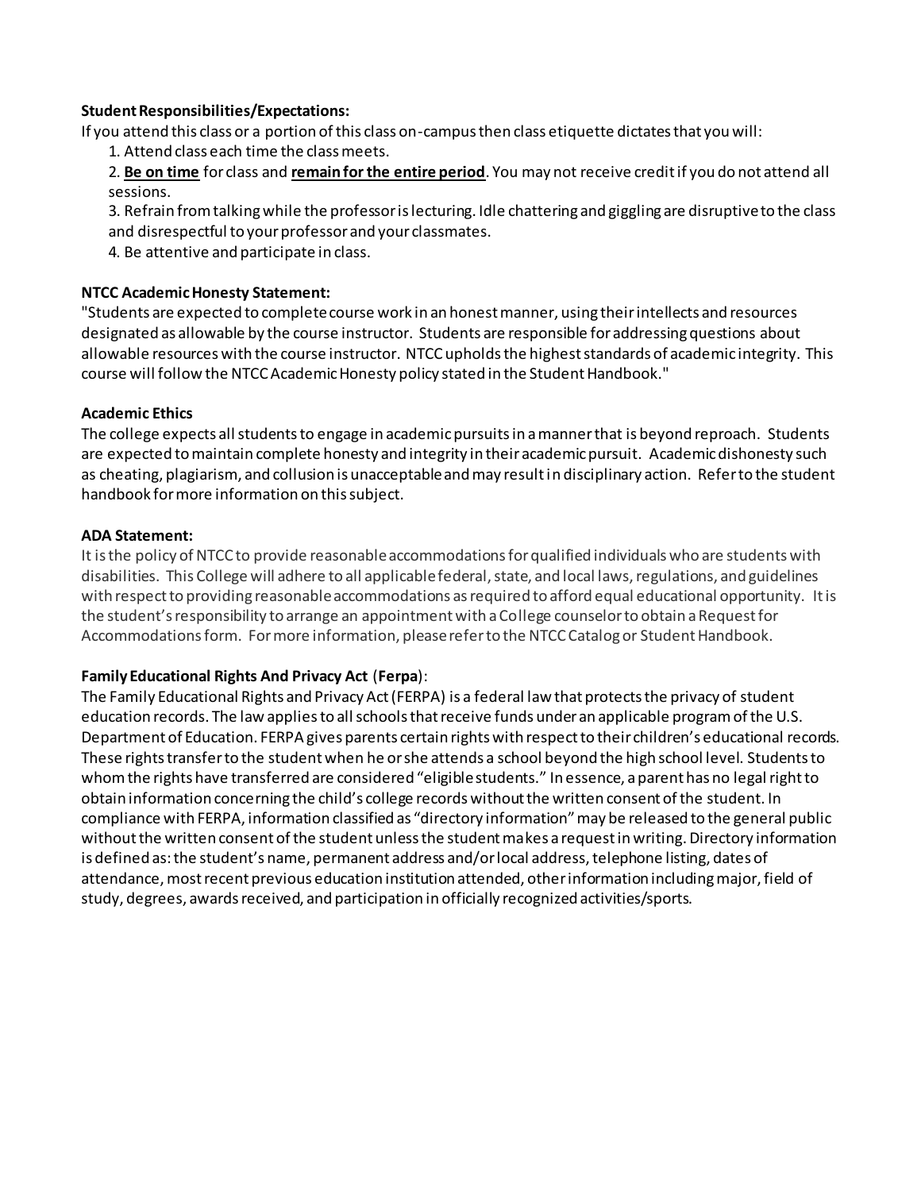**Student Responsibilities/Expectations:**

If you attend this class or a portion of this class on-campus then class etiquette dictates that you will:

1. Attend class each time the class meets.
2. **<u>Be on time</u>** for class and **<u>remain for the entire period</u>**. You may not receive credit if you do not attend all sessions.
3. Refrain from talking while the professor is lecturing. Idle chattering and giggling are disruptive to the class and disrespectful to your professor and your classmates.
4. Be attentive and participate in class.

**NTCC Academic Honesty Statement:**

"Students are expected to complete course work in an honest manner, using their intellects and resources designated as allowable by the course instructor. Students are responsible for addressing questions about allowable resources with the course instructor. NTCC upholds the highest standards of academic integrity. This course will follow the NTCC Academic Honesty policy stated in the Student Handbook."

**Academic Ethics**

The college expects all students to engage in academic pursuits in a manner that is beyond reproach. Students are expected to maintain complete honesty and integrity in their academic pursuit. Academic dishonesty such as cheating, plagiarism, and collusion is unacceptable and may result in disciplinary action. Refer to the student handbook for more information on this subject.

**ADA Statement:**

It is the policy of NTCC to provide reasonable accommodations for qualified individuals who are students with disabilities. This College will adhere to all applicable federal, state, and local laws, regulations, and guidelines with respect to providing reasonable accommodations as required to afford equal educational opportunity. It is the student's responsibility to arrange an appointment with a College counselor to obtain a Request for Accommodations form. For more information, please refer to the NTCC Catalog or Student Handbook.

**Family Educational Rights And Privacy Act** (**Ferpa**):

The Family Educational Rights and Privacy Act (FERPA) is a federal law that protects the privacy of student education records. The law applies to all schools that receive funds under an applicable program of the U.S. Department of Education. FERPA gives parents certain rights with respect to their children's educational records. These rights transfer to the student when he or she attends a school beyond the high school level. Students to whom the rights have transferred are considered "eligible students." In essence, a parent has no legal right to obtain information concerning the child's college records without the written consent of the student. In compliance with FERPA, information classified as "directory information" may be released to the general public without the written consent of the student unless the student makes a request in writing. Directory information is defined as: the student's name, permanent address and/or local address, telephone listing, dates of attendance, most recent previous education institution attended, other information including major, field of study, degrees, awards received, and participation in officially recognized activities/sports.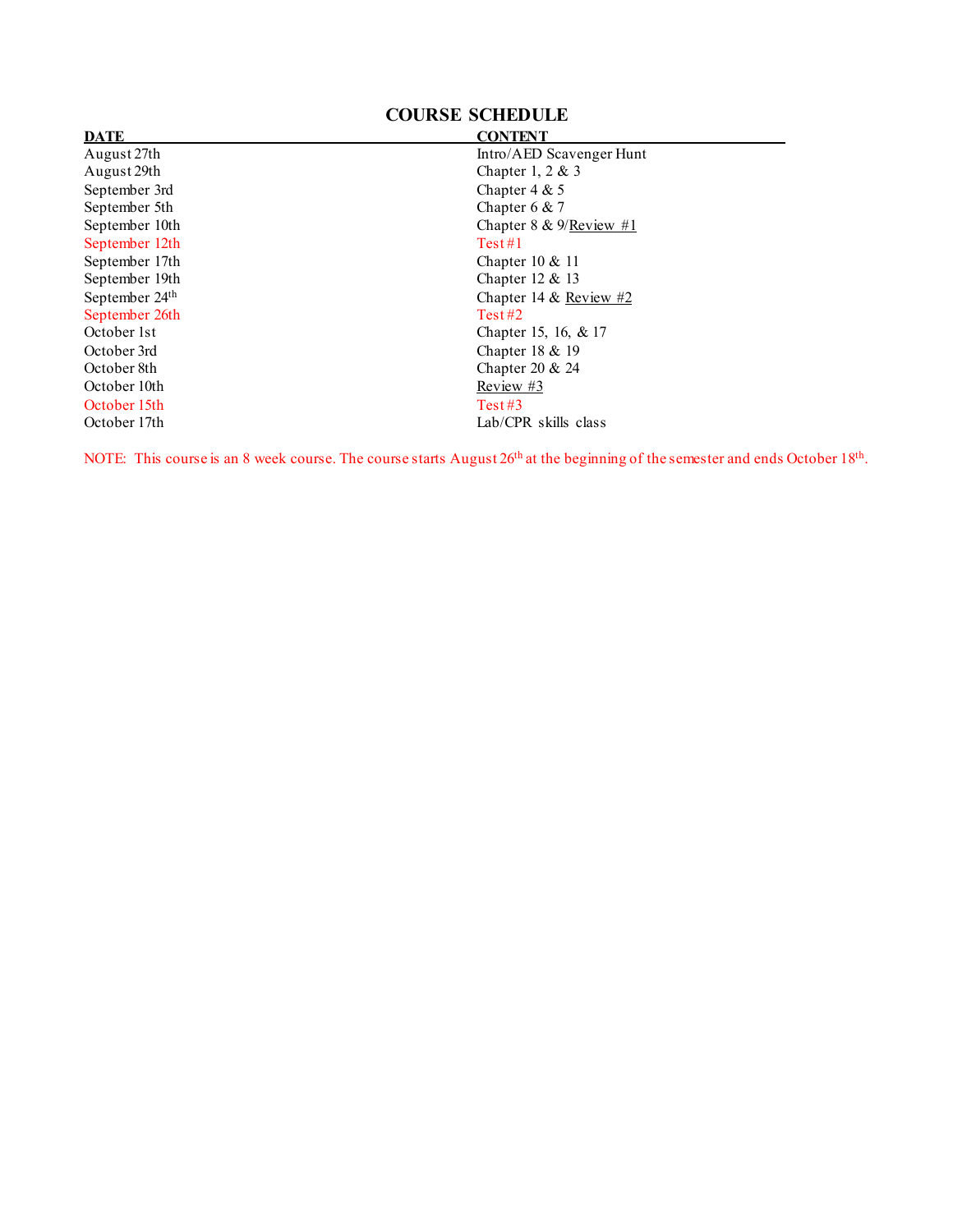## COURSE SCHEDULE

| DATE | CONTENT |
|---|---|
| August 27th | Intro/AED Scavenger Hunt |
| August 29th | Chapter 1, 2 & 3 |
| September 3rd | Chapter 4 & 5 |
| September 5th | Chapter 6 & 7 |
| September 10th | Chapter 8 & 9/Review #1 |
| September 12th | Test #1 |
| September 17th | Chapter 10 & 11 |
| September 19th | Chapter 12 & 13 |
| September 24th | Chapter 14 & Review #2 |
| September 26th | Test #2 |
| October 1st | Chapter 15, 16, & 17 |
| October 3rd | Chapter 18 & 19 |
| October 8th | Chapter 20 & 24 |
| October 10th | Review #3 |
| October 15th | Test #3 |
| October 17th | Lab/CPR skills class |

NOTE: This course is an 8 week course. The course starts August 26th at the beginning of the semester and ends October 18th.